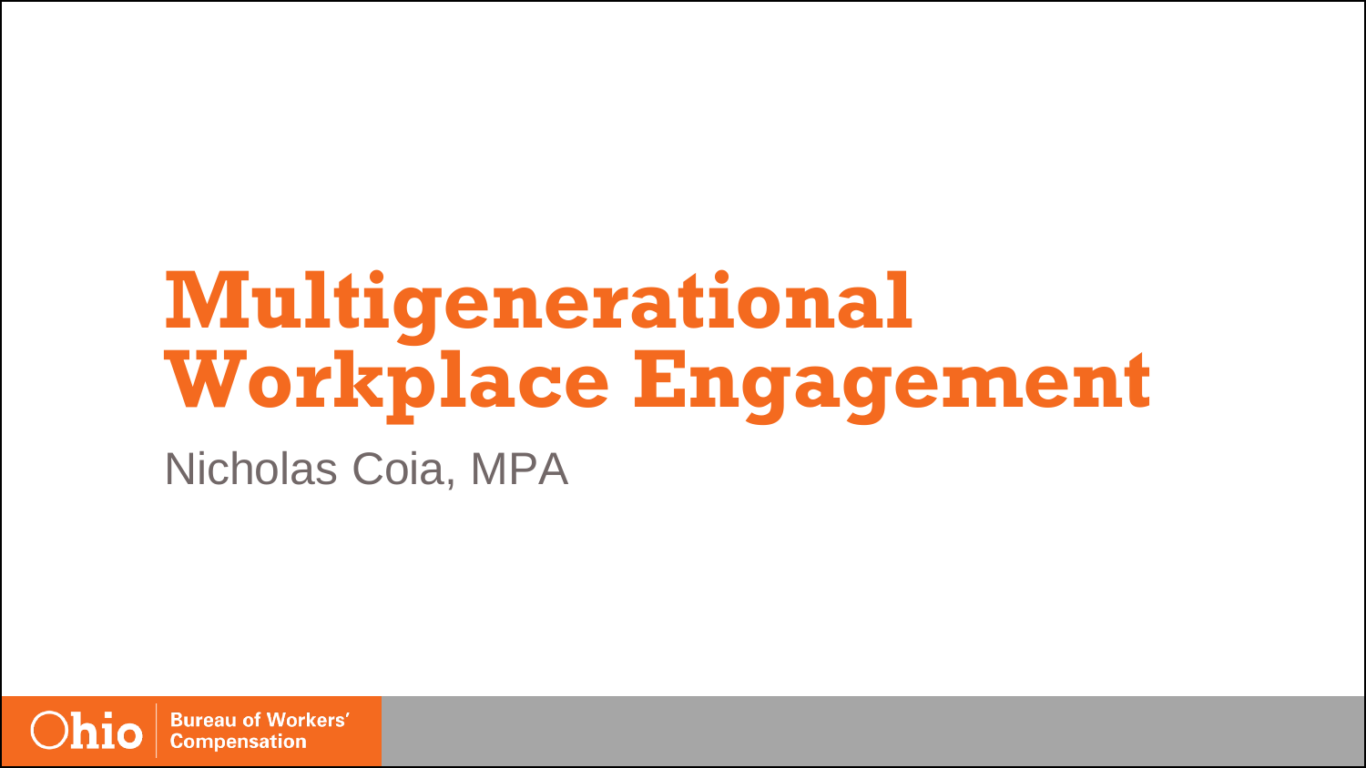# Multigenerational Workplace Engagement

Nicholas Coia, MPA

Ohio Bureau of Workers' Compensation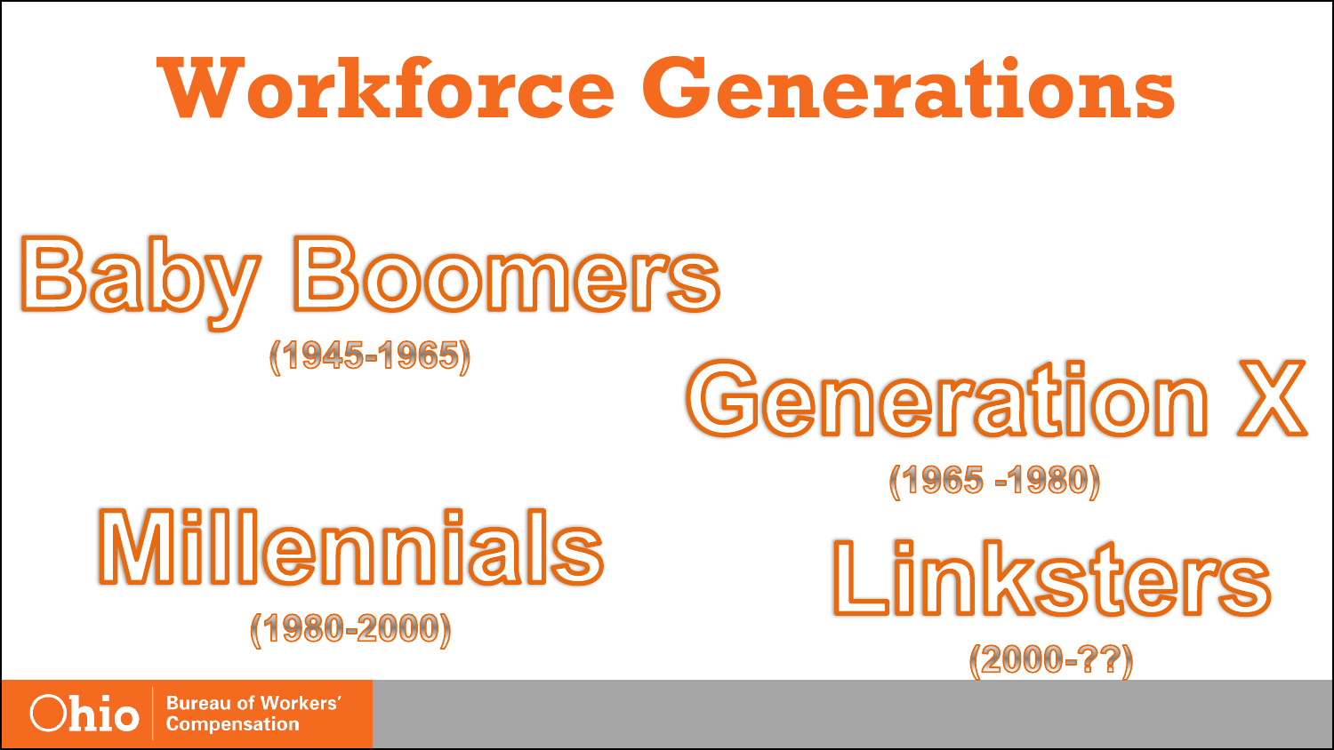# Workforce Generations

**Baby Boomers**
(1945-1965)

**Generation X**
(1965 -1980)

**Millennials**
(1980-2000)

**Linksters**
(2000-??)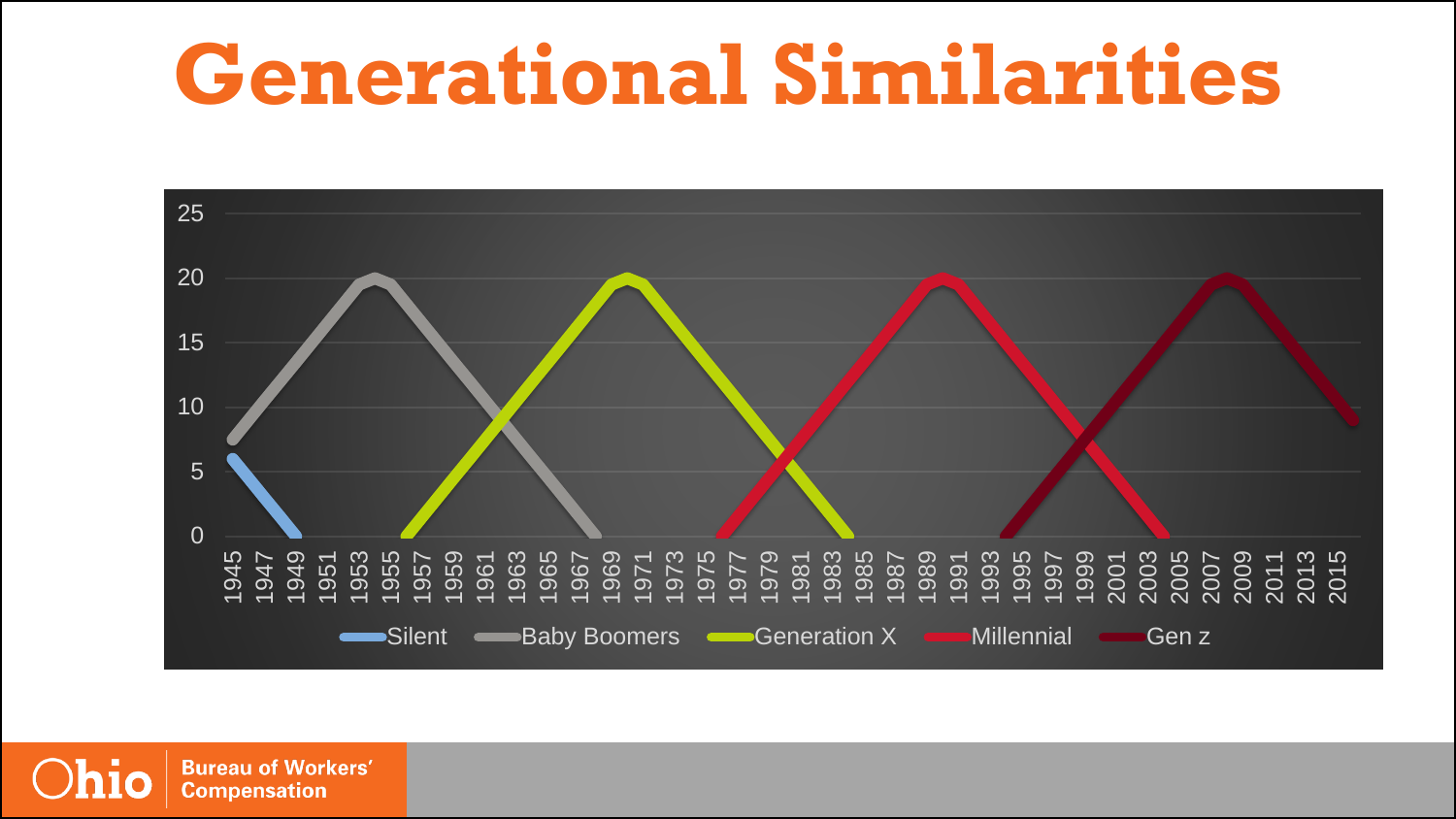# Generational Similarities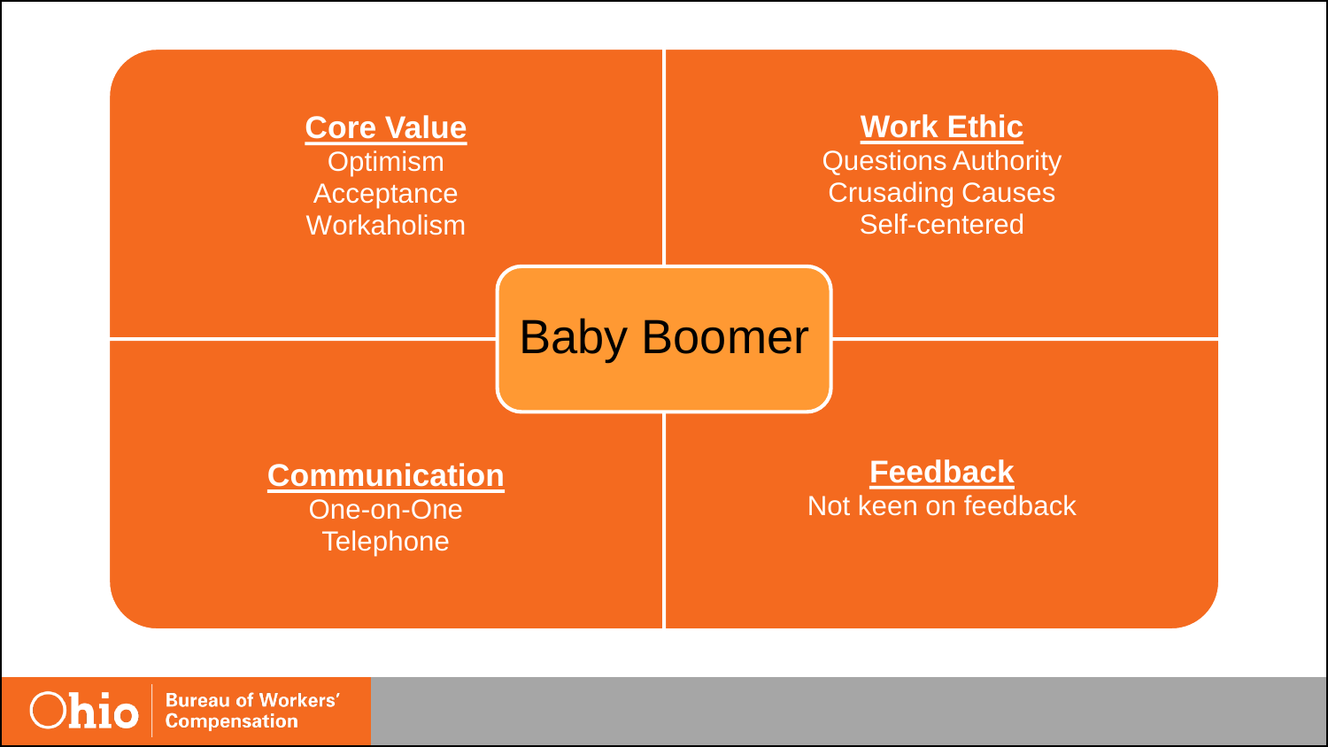# Baby Boomer

**Core Value**
Optimism
Acceptance
Workaholism

**Work Ethic**
Questions Authority
Crusading Causes
Self-centered

**Communication**
One-on-One
Telephone

**Feedback**
Not keen on feedback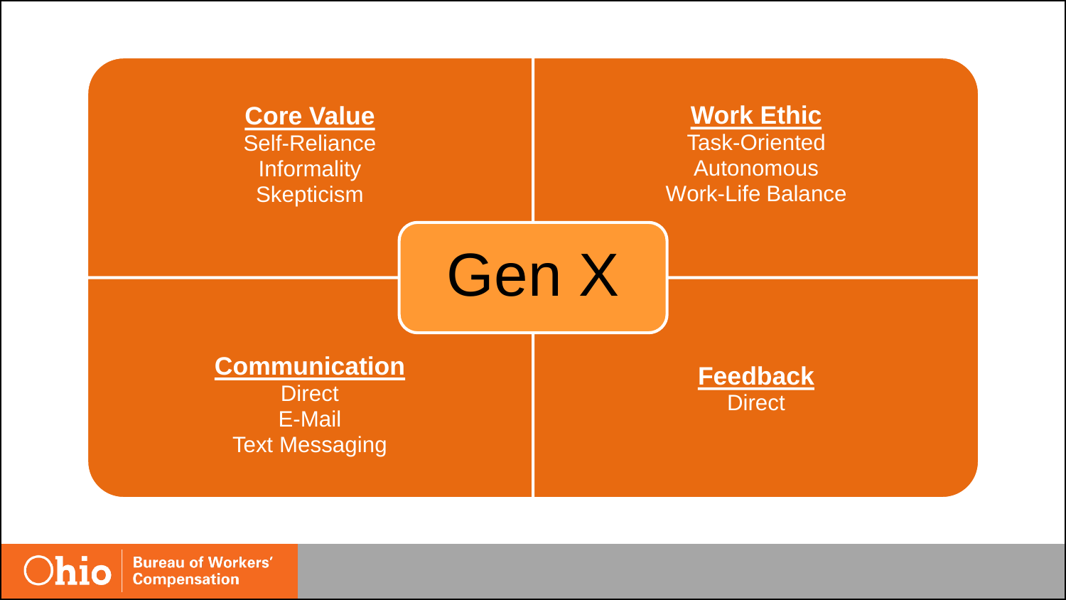# Gen X

**Core Value**
Self-Reliance
Informality
Skepticism

**Work Ethic**
Task-Oriented
Autonomous
Work-Life Balance

**Communication**
Direct
E-Mail
Text Messaging

**Feedback**
Direct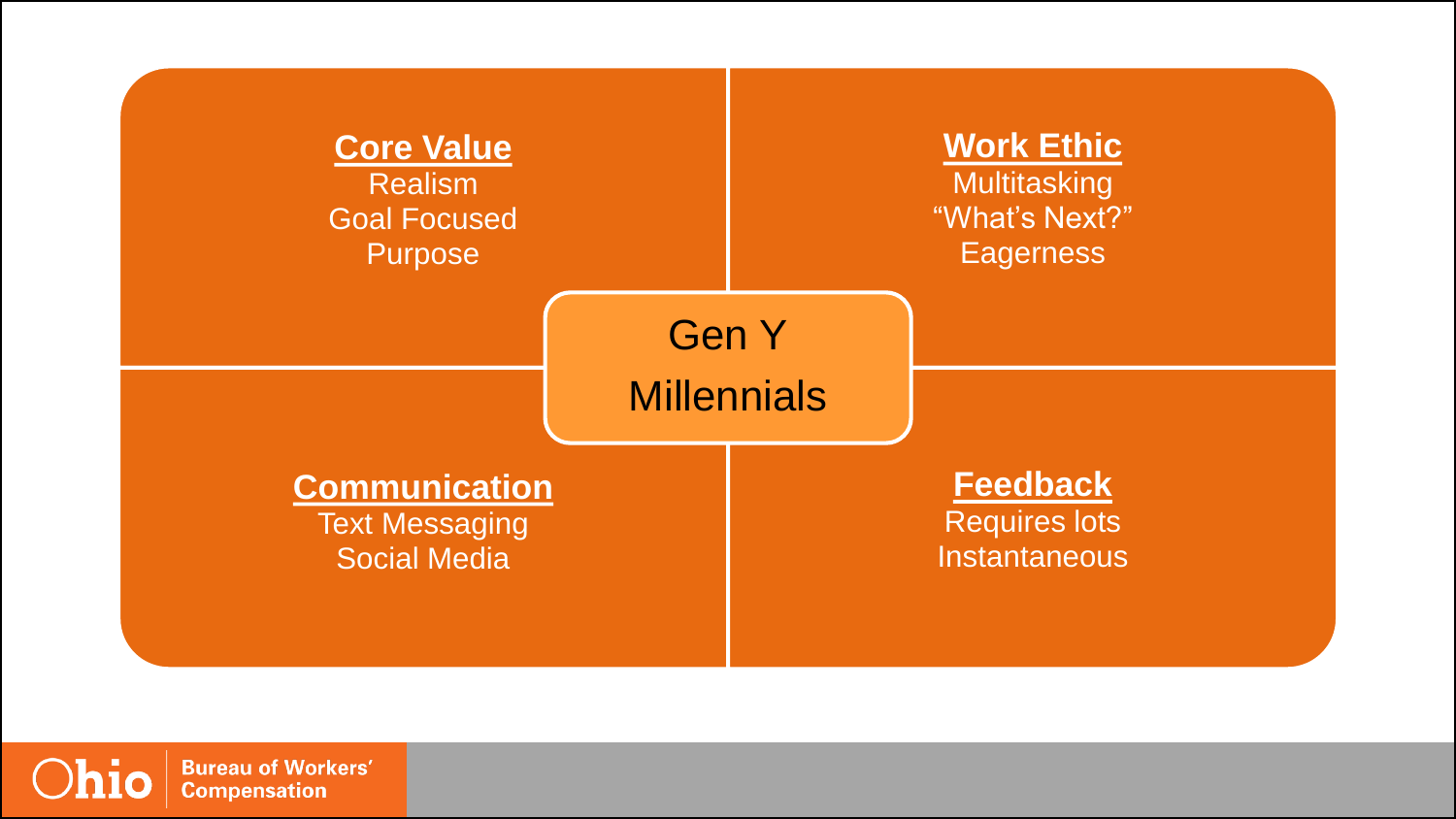## Gen Y Millennials

**Core Value**

Realism
Goal Focused
Purpose

**Work Ethic**

Multitasking
"What's Next?"
Eagerness

**Communication**

Text Messaging
Social Media

**Feedback**

Requires lots
Instantaneous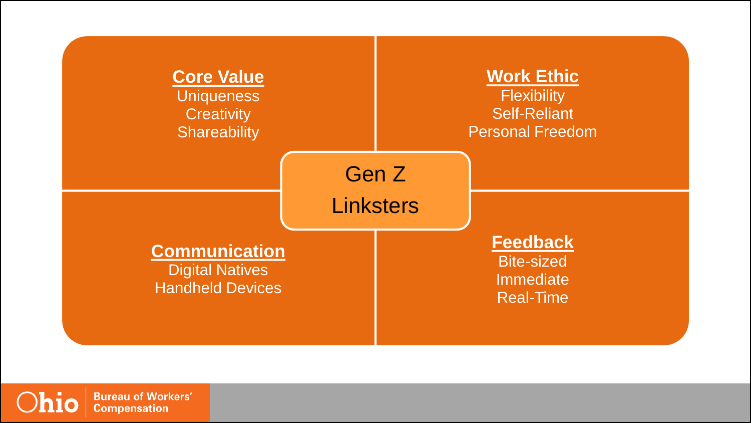## Gen Z Linksters

**Core Value**
Uniqueness
Creativity
Shareability

**Work Ethic**
Flexibility
Self-Reliant
Personal Freedom

**Communication**
Digital Natives
Handheld Devices

**Feedback**
Bite-sized
Immediate
Real-Time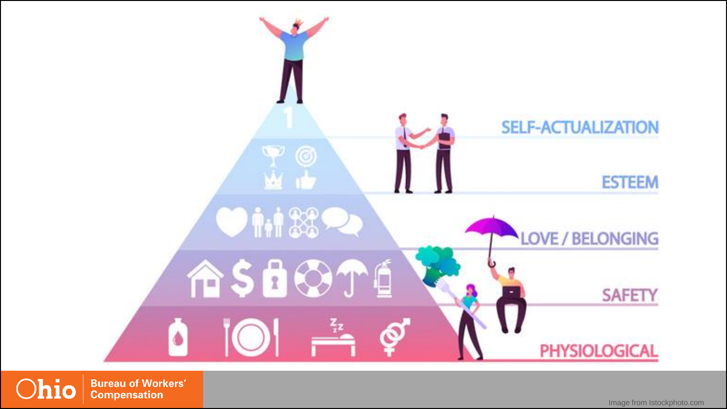SELF-ACTUALIZATION

ESTEEM

LOVE / BELONGING

SAFETY

PHYSIOLOGICAL

Image from Istockphoto.com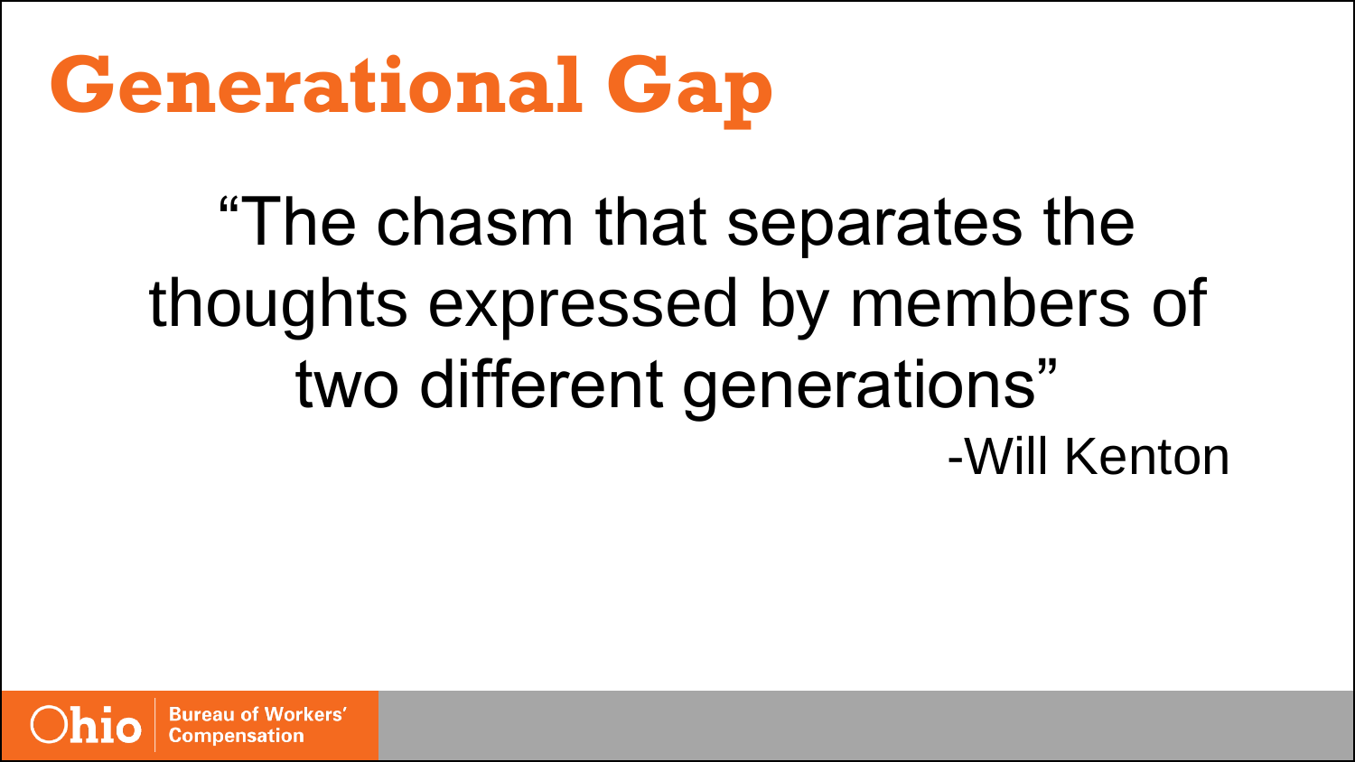# Generational Gap

"The chasm that separates the thoughts expressed by members of two different generations"

-Will Kenton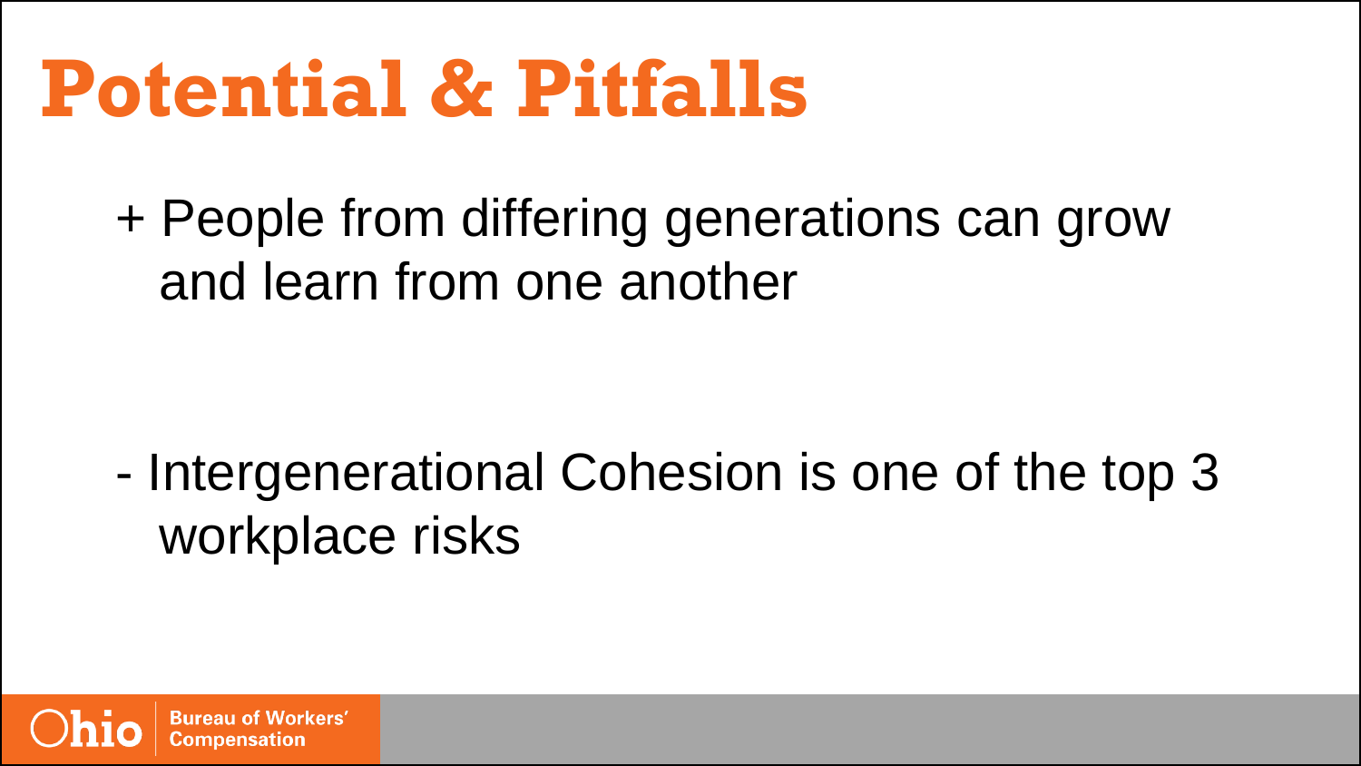# Potential & Pitfalls

+ People from differing generations can grow and learn from one another

- Intergenerational Cohesion is one of the top 3 workplace risks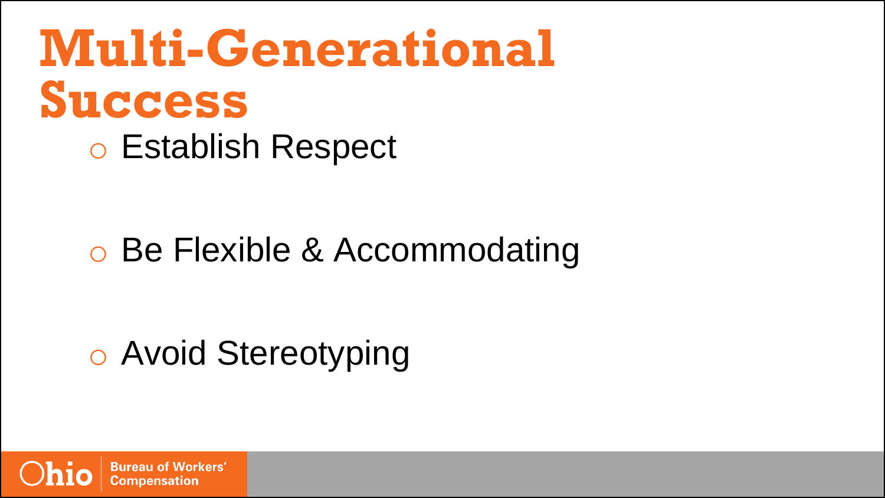# Multi-Generational Success

- Establish Respect
- Be Flexible & Accommodating
- Avoid Stereotyping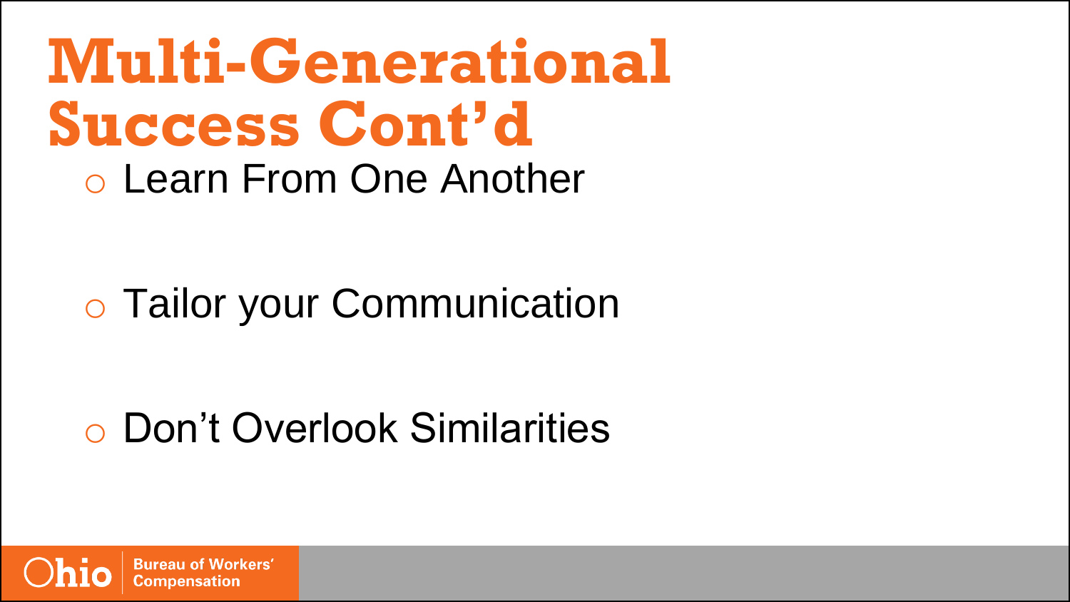# Multi-Generational Success Cont'd

- Learn From One Another

- Tailor your Communication

- Don't Overlook Similarities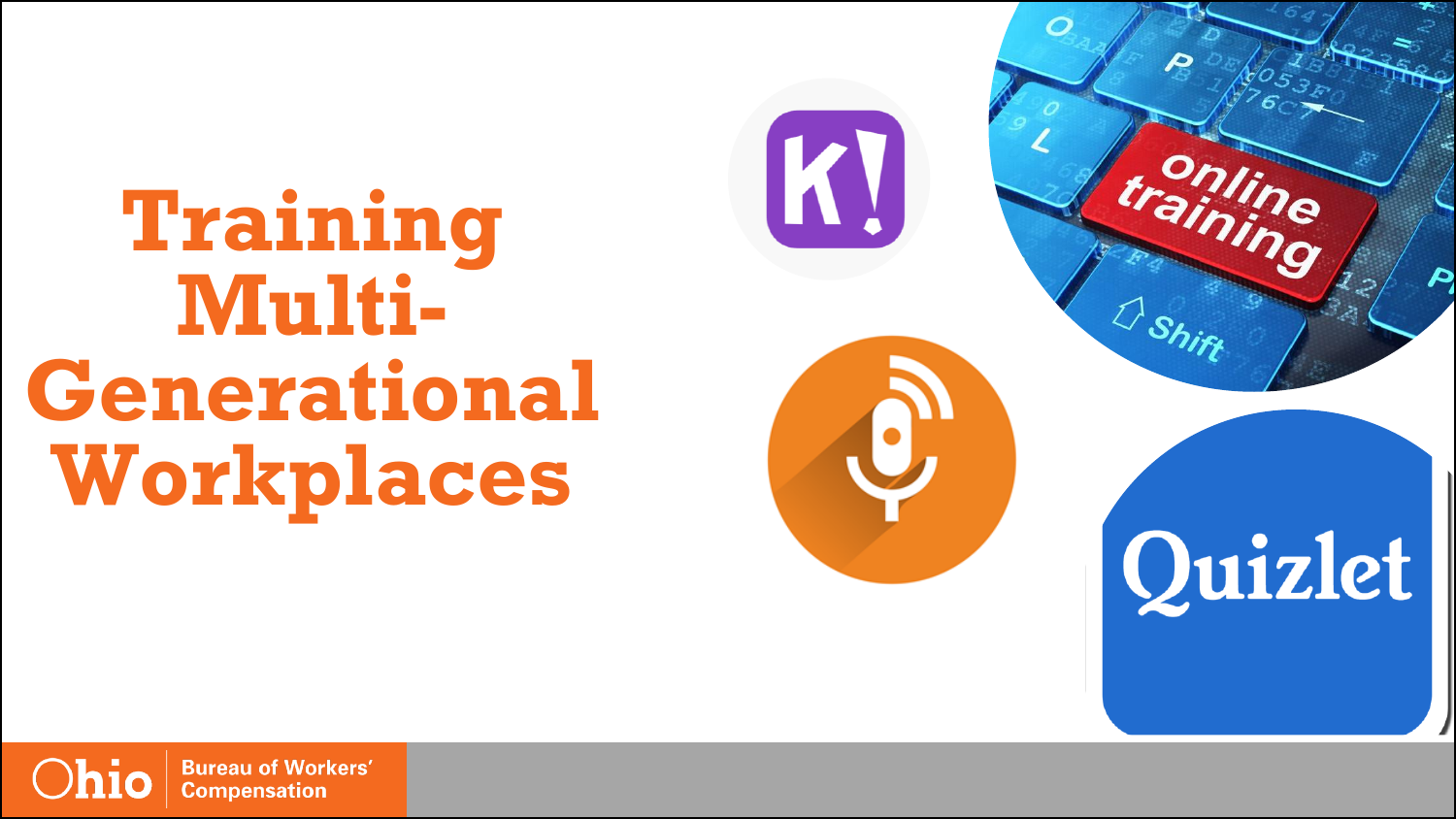# Training Multi-Generational Workplaces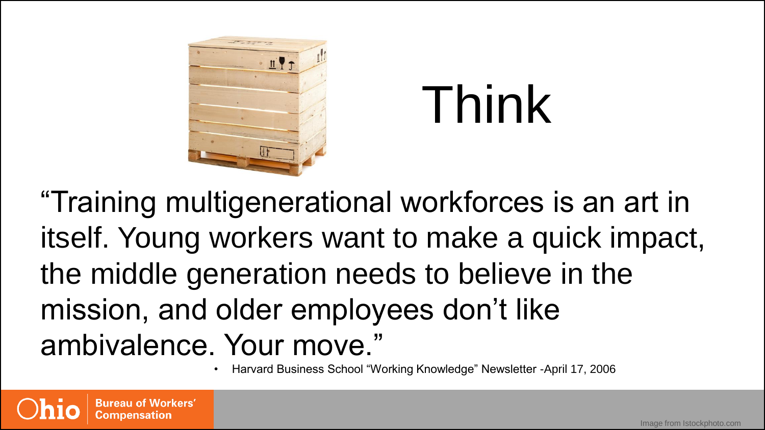# Think

"Training multigenerational workforces is an art in itself. Young workers want to make a quick impact, the middle generation needs to believe in the mission, and older employees don't like ambivalence. Your move."

- Harvard Business School "Working Knowledge" Newsletter -April 17, 2006

Image from Istockphoto.com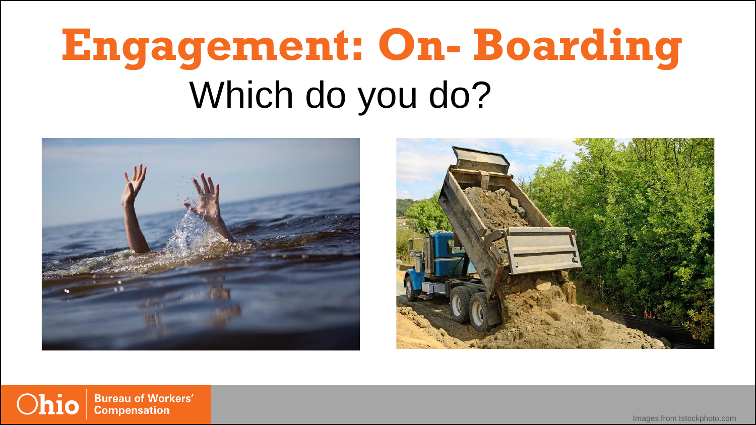# Engagement: On- Boarding

Which do you do?

Images from Istockphoto.com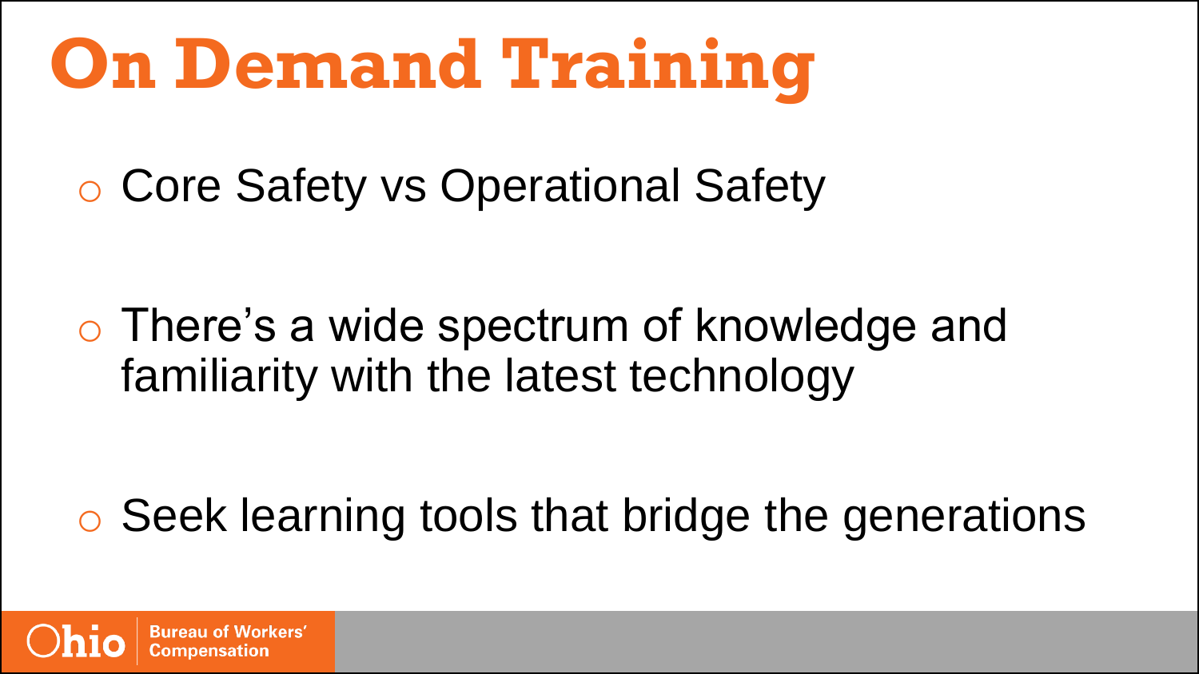# On Demand Training

- Core Safety vs Operational Safety
- There's a wide spectrum of knowledge and familiarity with the latest technology
- Seek learning tools that bridge the generations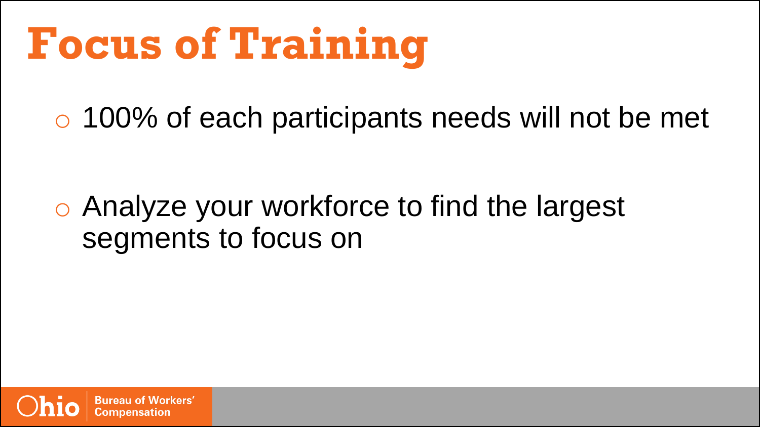# Focus of Training

- 100% of each participants needs will not be met
- Analyze your workforce to find the largest segments to focus on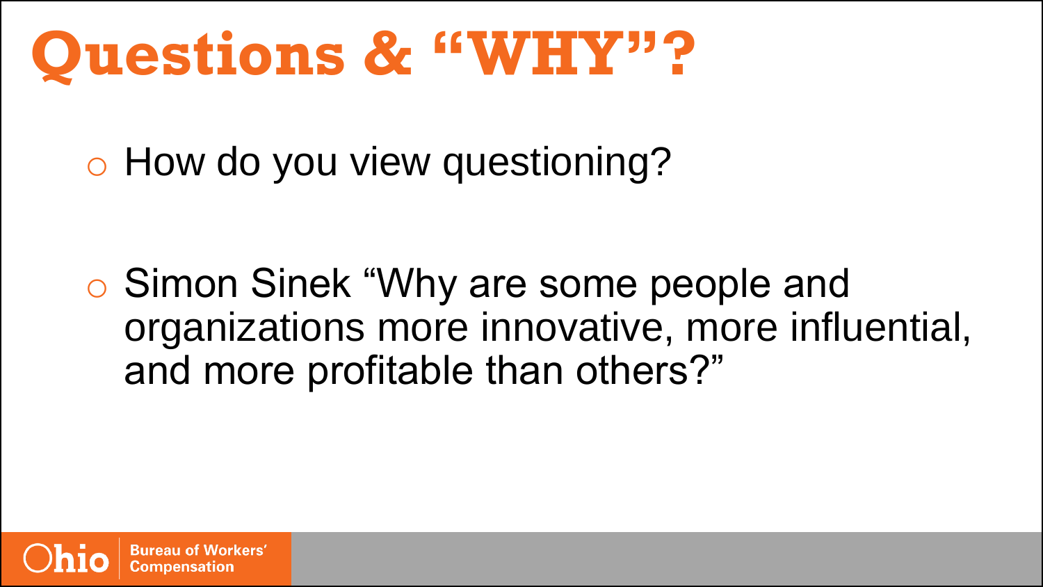# Questions & "WHY"?

- How do you view questioning?
- Simon Sinek "Why are some people and organizations more innovative, more influential, and more profitable than others?"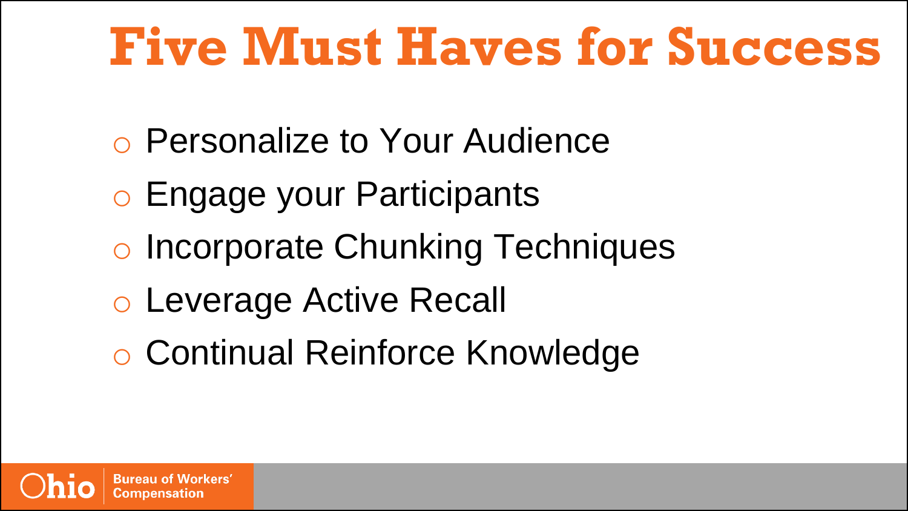# Five Must Haves for Success

- Personalize to Your Audience
- Engage your Participants
- Incorporate Chunking Techniques
- Leverage Active Recall
- Continual Reinforce Knowledge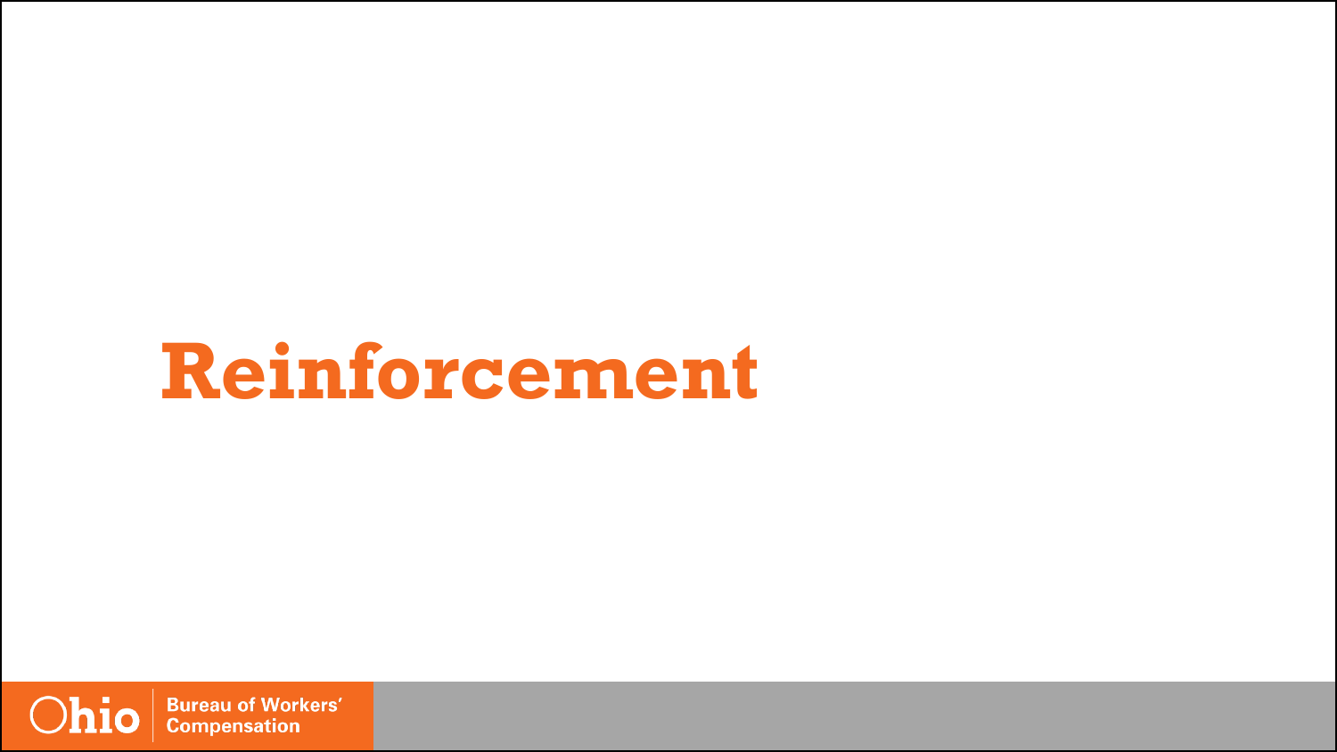# Reinforcement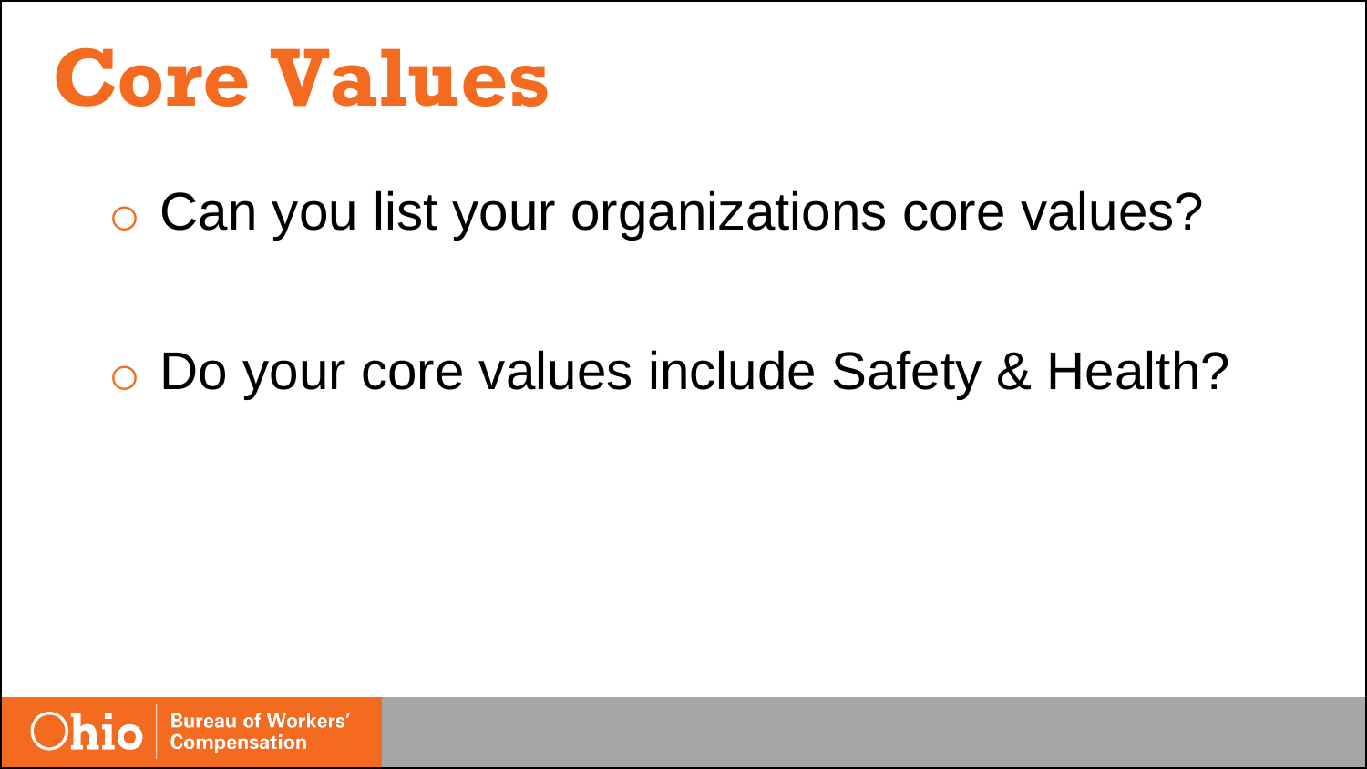# Core Values

- Can you list your organizations core values?

- Do your core values include Safety & Health?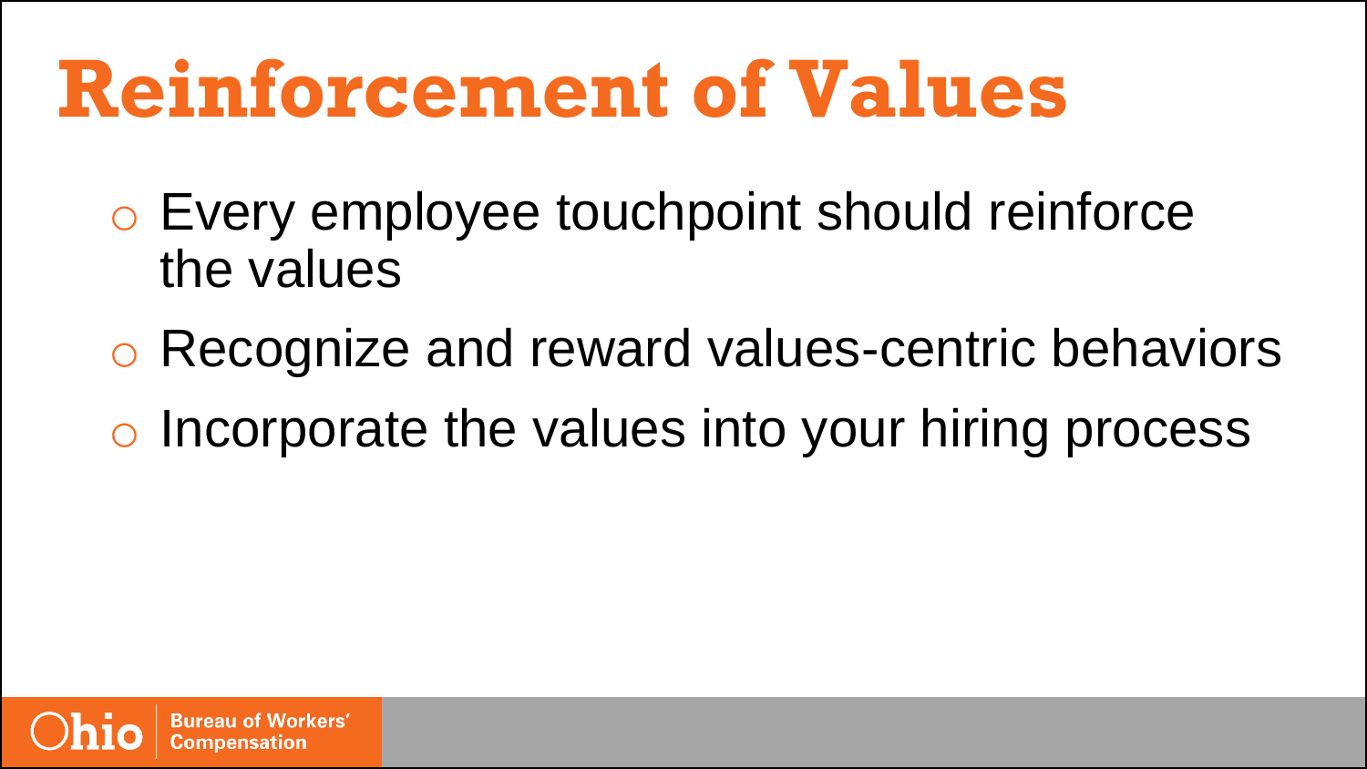# Reinforcement of Values

- Every employee touchpoint should reinforce the values
- Recognize and reward values-centric behaviors
- Incorporate the values into your hiring process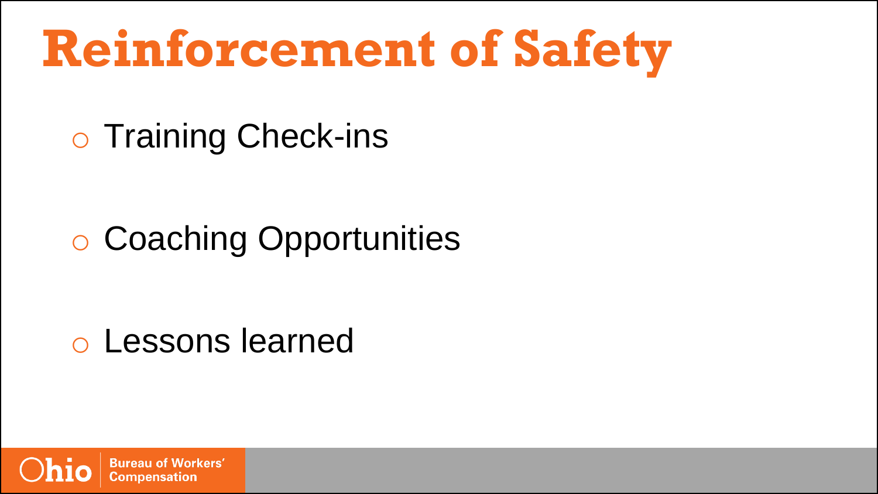# Reinforcement of Safety

- Training Check-ins
- Coaching Opportunities
- Lessons learned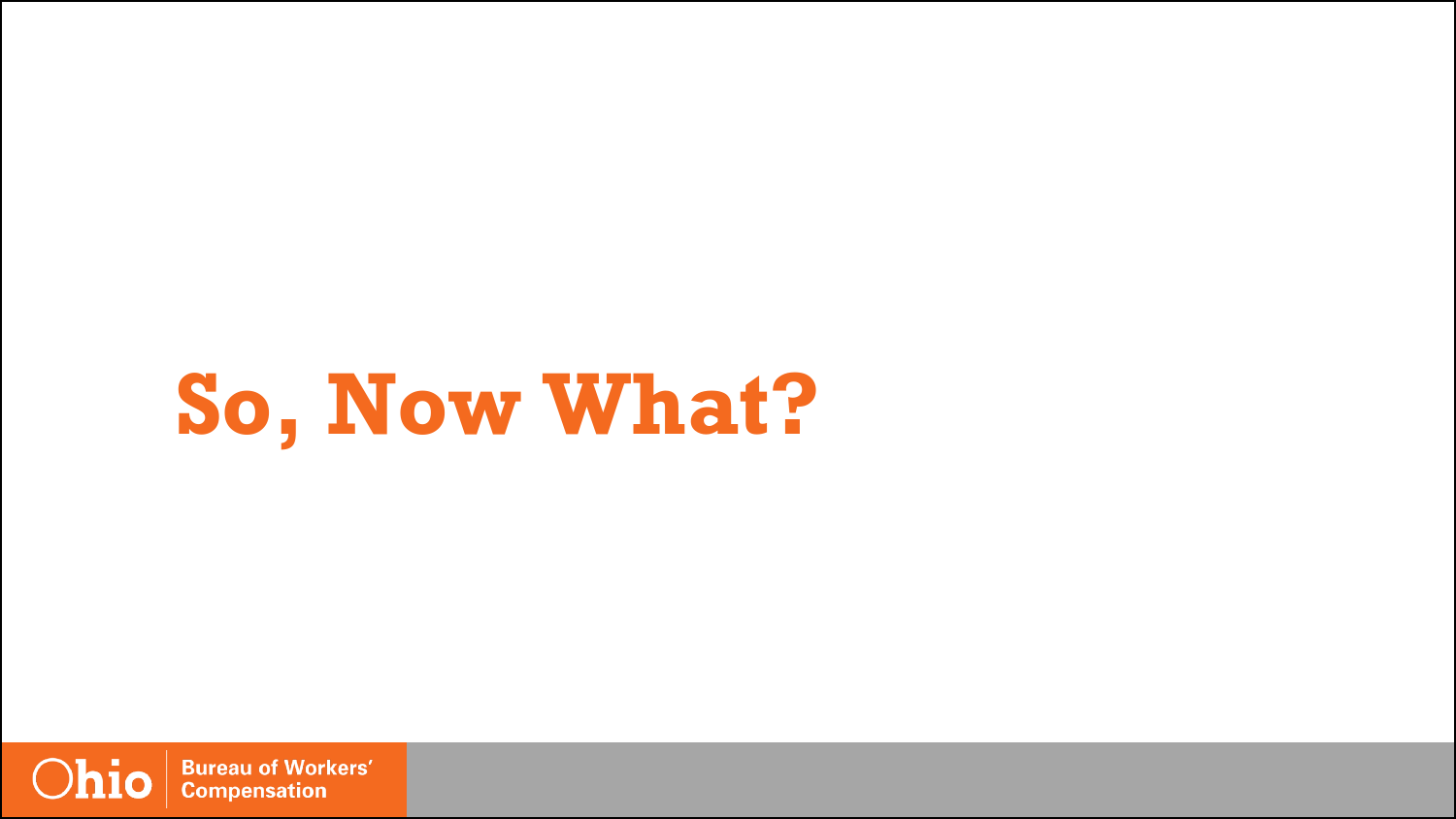# So, Now What?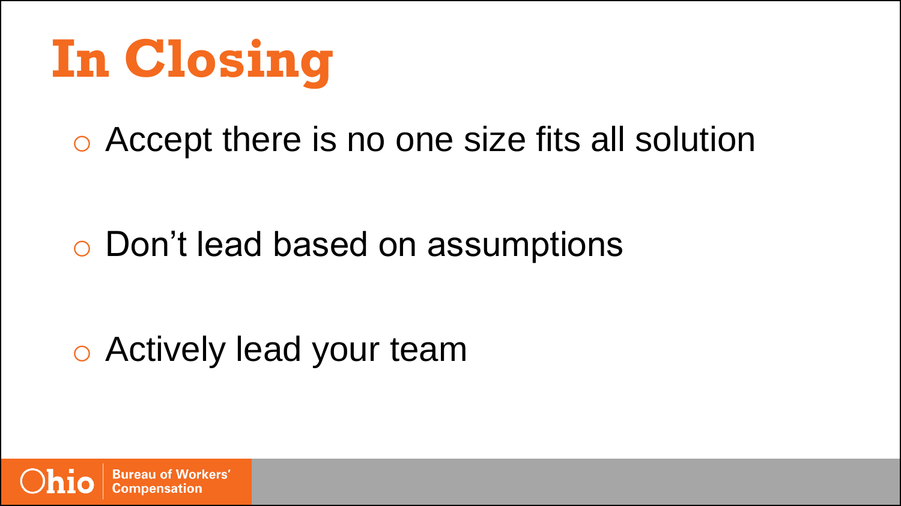# In Closing

- Accept there is no one size fits all solution
- Don't lead based on assumptions
- Actively lead your team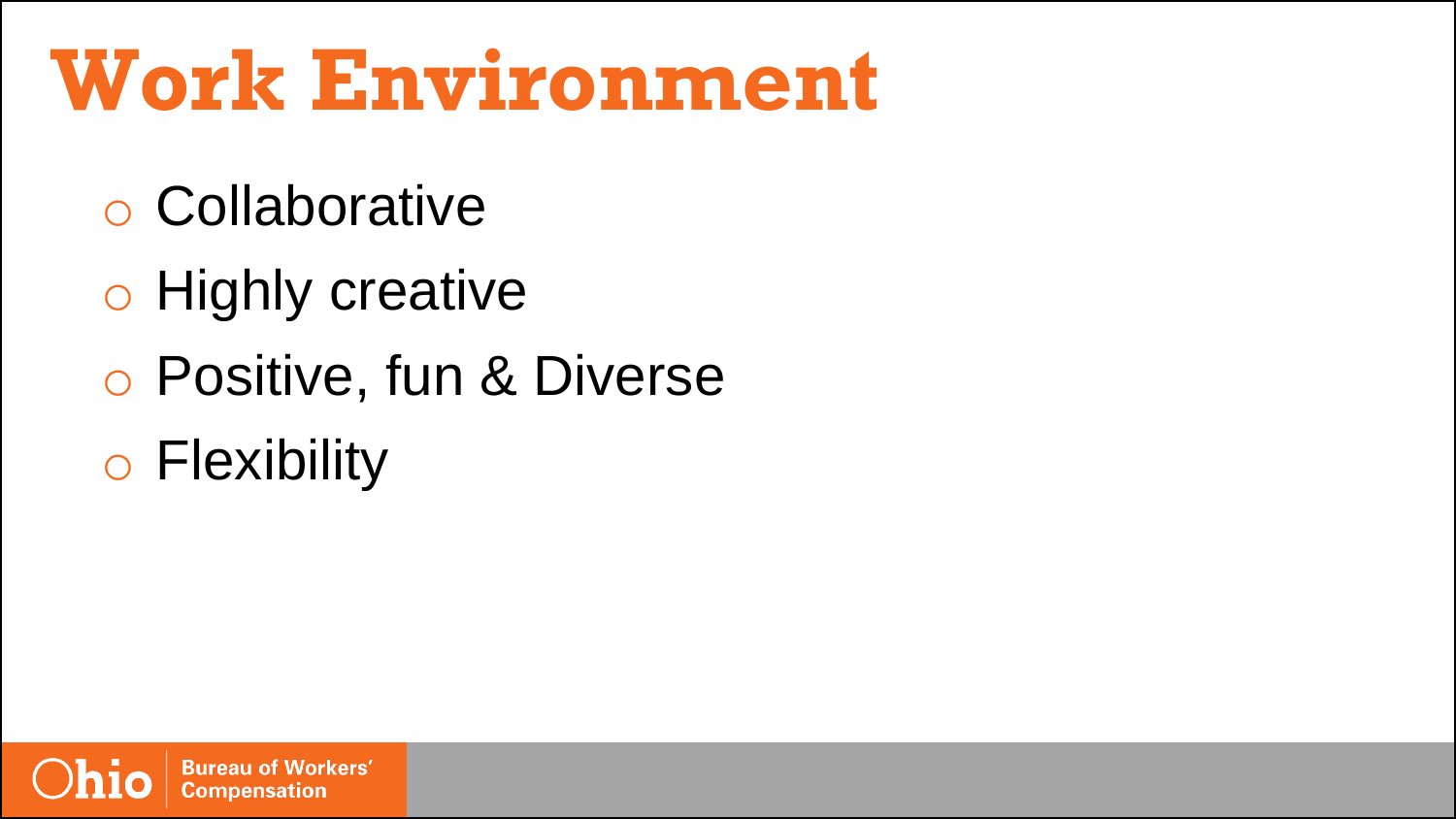# Work Environment

- Collaborative
- Highly creative
- Positive, fun & Diverse
- Flexibility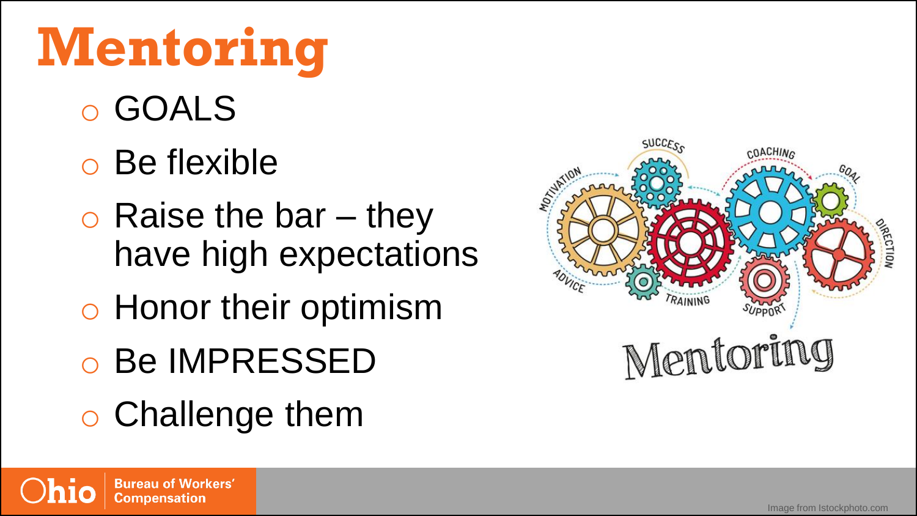# Mentoring

- GOALS
- Be flexible
- Raise the bar – they have high expectations
- Honor their optimism
- Be IMPRESSED
- Challenge them

Image from Istockphoto.com